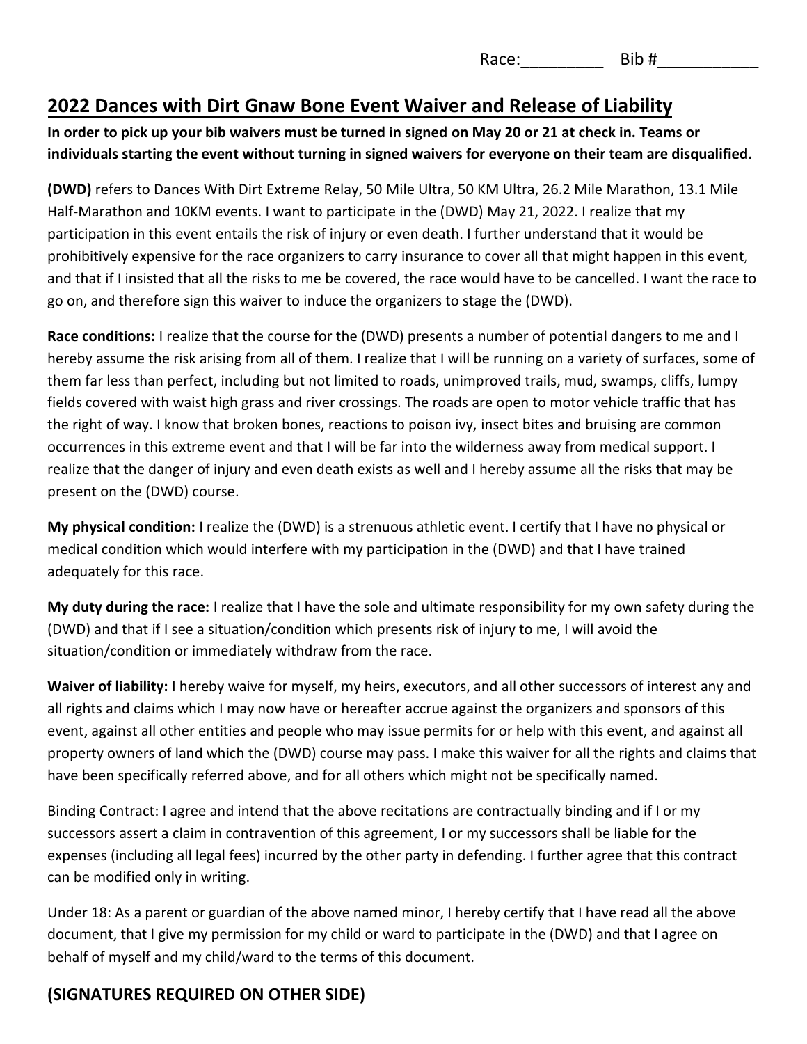Race:_________ Bib #___________

## 2022 Dances with Dirt Gnaw Bone Event Waiver and Release of Liability

**In order to pick up your bib waivers must be turned in signed on May 20 or 21 at check in. Teams or individuals starting the event without turning in signed waivers for everyone on their team are disqualified.**

**(DWD)** refers to Dances With Dirt Extreme Relay, 50 Mile Ultra, 50 KM Ultra, 26.2 Mile Marathon, 13.1 Mile Half-Marathon and 10KM events. I want to participate in the (DWD) May 21, 2022. I realize that my participation in this event entails the risk of injury or even death. I further understand that it would be prohibitively expensive for the race organizers to carry insurance to cover all that might happen in this event, and that if I insisted that all the risks to me be covered, the race would have to be cancelled. I want the race to go on, and therefore sign this waiver to induce the organizers to stage the (DWD).

**Race conditions:** I realize that the course for the (DWD) presents a number of potential dangers to me and I hereby assume the risk arising from all of them. I realize that I will be running on a variety of surfaces, some of them far less than perfect, including but not limited to roads, unimproved trails, mud, swamps, cliffs, lumpy fields covered with waist high grass and river crossings. The roads are open to motor vehicle traffic that has the right of way. I know that broken bones, reactions to poison ivy, insect bites and bruising are common occurrences in this extreme event and that I will be far into the wilderness away from medical support. I realize that the danger of injury and even death exists as well and I hereby assume all the risks that may be present on the (DWD) course.

**My physical condition:** I realize the (DWD) is a strenuous athletic event. I certify that I have no physical or medical condition which would interfere with my participation in the (DWD) and that I have trained adequately for this race.

**My duty during the race:** I realize that I have the sole and ultimate responsibility for my own safety during the (DWD) and that if I see a situation/condition which presents risk of injury to me, I will avoid the situation/condition or immediately withdraw from the race.

**Waiver of liability:** I hereby waive for myself, my heirs, executors, and all other successors of interest any and all rights and claims which I may now have or hereafter accrue against the organizers and sponsors of this event, against all other entities and people who may issue permits for or help with this event, and against all property owners of land which the (DWD) course may pass. I make this waiver for all the rights and claims that have been specifically referred above, and for all others which might not be specifically named.

Binding Contract: I agree and intend that the above recitations are contractually binding and if I or my successors assert a claim in contravention of this agreement, I or my successors shall be liable for the expenses (including all legal fees) incurred by the other party in defending. I further agree that this contract can be modified only in writing.

Under 18: As a parent or guardian of the above named minor, I hereby certify that I have read all the above document, that I give my permission for my child or ward to participate in the (DWD) and that I agree on behalf of myself and my child/ward to the terms of this document.

## (SIGNATURES REQUIRED ON OTHER SIDE)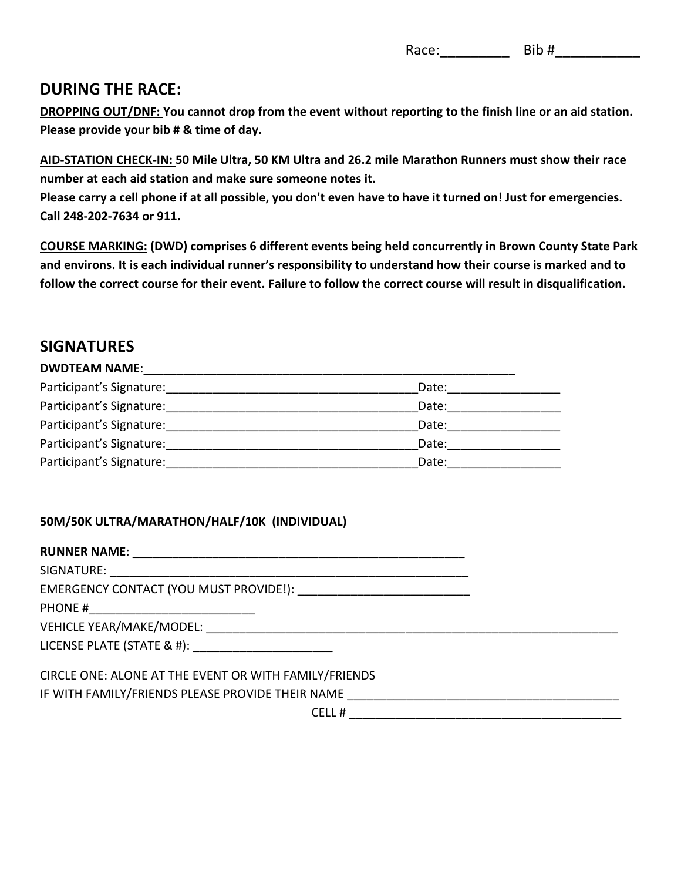Race:_________ Bib #___________

## DURING THE RACE:

**<u>DROPPING OUT/DNF:</u> You cannot drop from the event without reporting to the finish line or an aid station. Please provide your bib # & time of day.**

**<u>AID-STATION CHECK-IN:</u> 50 Mile Ultra, 50 KM Ultra and 26.2 mile Marathon Runners must show their race number at each aid station and make sure someone notes it.**
**Please carry a cell phone if at all possible, you don't even have to have it turned on! Just for emergencies. Call 248-202-7634 or 911.**

**<u>COURSE MARKING:</u> (DWD) comprises 6 different events being held concurrently in Brown County State Park and environs. It is each individual runner's responsibility to understand how their course is marked and to follow the correct course for their event. Failure to follow the correct course will result in disqualification.**

## SIGNATURES

**DWDTEAM NAME**:____________________________________________________________

Participant's Signature:_______________________________________Date:_________________

Participant's Signature:_______________________________________Date:_________________

Participant's Signature:_______________________________________Date:_________________

Participant's Signature:_______________________________________Date:_________________

Participant's Signature:_______________________________________Date:_________________

**50M/50K ULTRA/MARATHON/HALF/10K (INDIVIDUAL)**

**RUNNER NAME**: _____________________________________________________

SIGNATURE: ________________________________________________________

EMERGENCY CONTACT (YOU MUST PROVIDE!): __________________________

PHONE #_________________________

VEHICLE YEAR/MAKE/MODEL: _________________________________________________________________

LICENSE PLATE (STATE & #): _____________________

CIRCLE ONE: ALONE AT THE EVENT OR WITH FAMILY/FRIENDS

IF WITH FAMILY/FRIENDS PLEASE PROVIDE THEIR NAME _________________________________________

CELL # _________________________________________